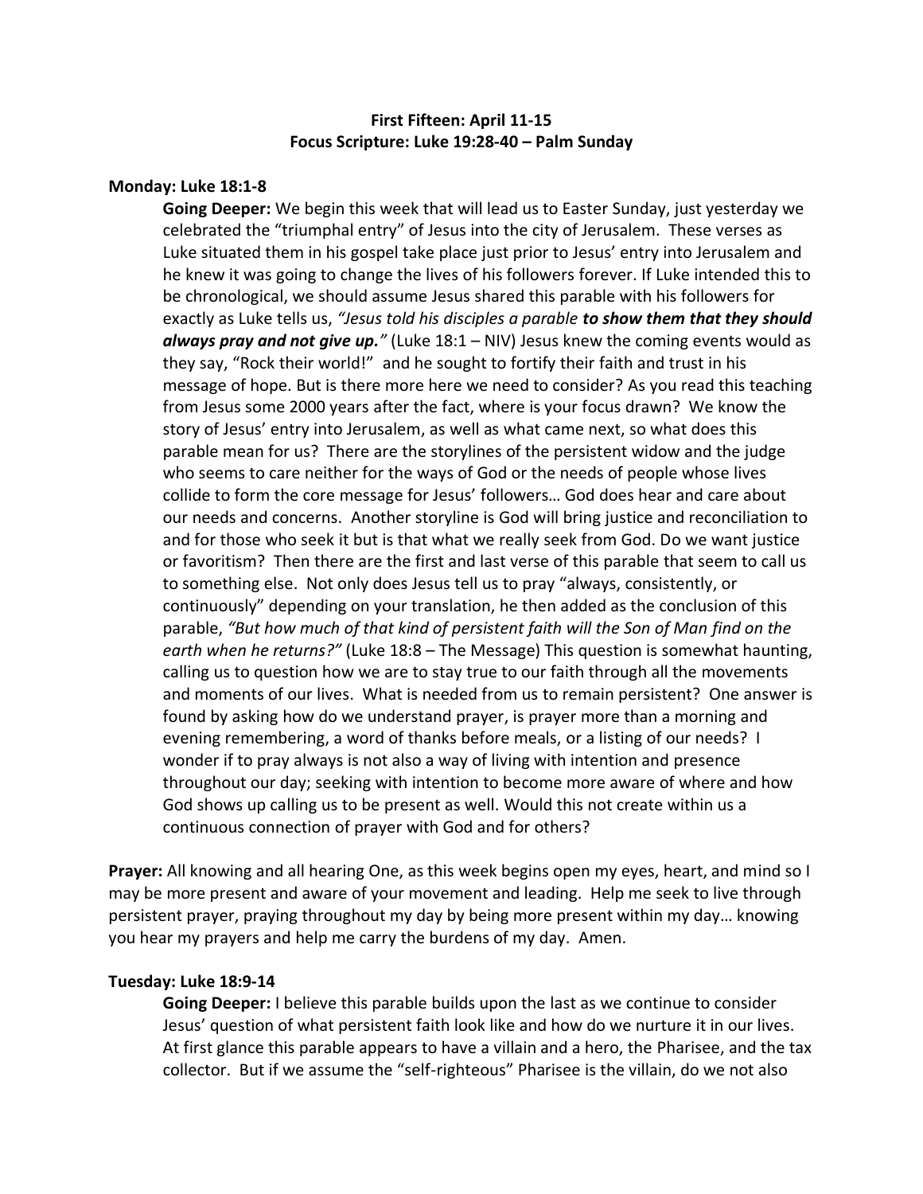**First Fifteen: April 11-15**
**Focus Scripture: Luke 19:28-40 – Palm Sunday**

**Monday: Luke 18:1-8**

**Going Deeper:** We begin this week that will lead us to Easter Sunday, just yesterday we celebrated the "triumphal entry" of Jesus into the city of Jerusalem. These verses as Luke situated them in his gospel take place just prior to Jesus' entry into Jerusalem and he knew it was going to change the lives of his followers forever. If Luke intended this to be chronological, we should assume Jesus shared this parable with his followers for exactly as Luke tells us, *"Jesus told his disciples a parable **to show them that they should always pray and not give up.**"* (Luke 18:1 – NIV) Jesus knew the coming events would as they say, "Rock their world!" and he sought to fortify their faith and trust in his message of hope. But is there more here we need to consider? As you read this teaching from Jesus some 2000 years after the fact, where is your focus drawn? We know the story of Jesus' entry into Jerusalem, as well as what came next, so what does this parable mean for us? There are the storylines of the persistent widow and the judge who seems to care neither for the ways of God or the needs of people whose lives collide to form the core message for Jesus' followers… God does hear and care about our needs and concerns. Another storyline is God will bring justice and reconciliation to and for those who seek it but is that what we really seek from God. Do we want justice or favoritism? Then there are the first and last verse of this parable that seem to call us to something else. Not only does Jesus tell us to pray "always, consistently, or continuously" depending on your translation, he then added as the conclusion of this parable, *"But how much of that kind of persistent faith will the Son of Man find on the earth when he returns?"* (Luke 18:8 – The Message) This question is somewhat haunting, calling us to question how we are to stay true to our faith through all the movements and moments of our lives. What is needed from us to remain persistent? One answer is found by asking how do we understand prayer, is prayer more than a morning and evening remembering, a word of thanks before meals, or a listing of our needs? I wonder if to pray always is not also a way of living with intention and presence throughout our day; seeking with intention to become more aware of where and how God shows up calling us to be present as well. Would this not create within us a continuous connection of prayer with God and for others?

**Prayer:** All knowing and all hearing One, as this week begins open my eyes, heart, and mind so I may be more present and aware of your movement and leading. Help me seek to live through persistent prayer, praying throughout my day by being more present within my day… knowing you hear my prayers and help me carry the burdens of my day. Amen.

**Tuesday: Luke 18:9-14**

**Going Deeper:** I believe this parable builds upon the last as we continue to consider Jesus' question of what persistent faith look like and how do we nurture it in our lives. At first glance this parable appears to have a villain and a hero, the Pharisee, and the tax collector. But if we assume the "self-righteous" Pharisee is the villain, do we not also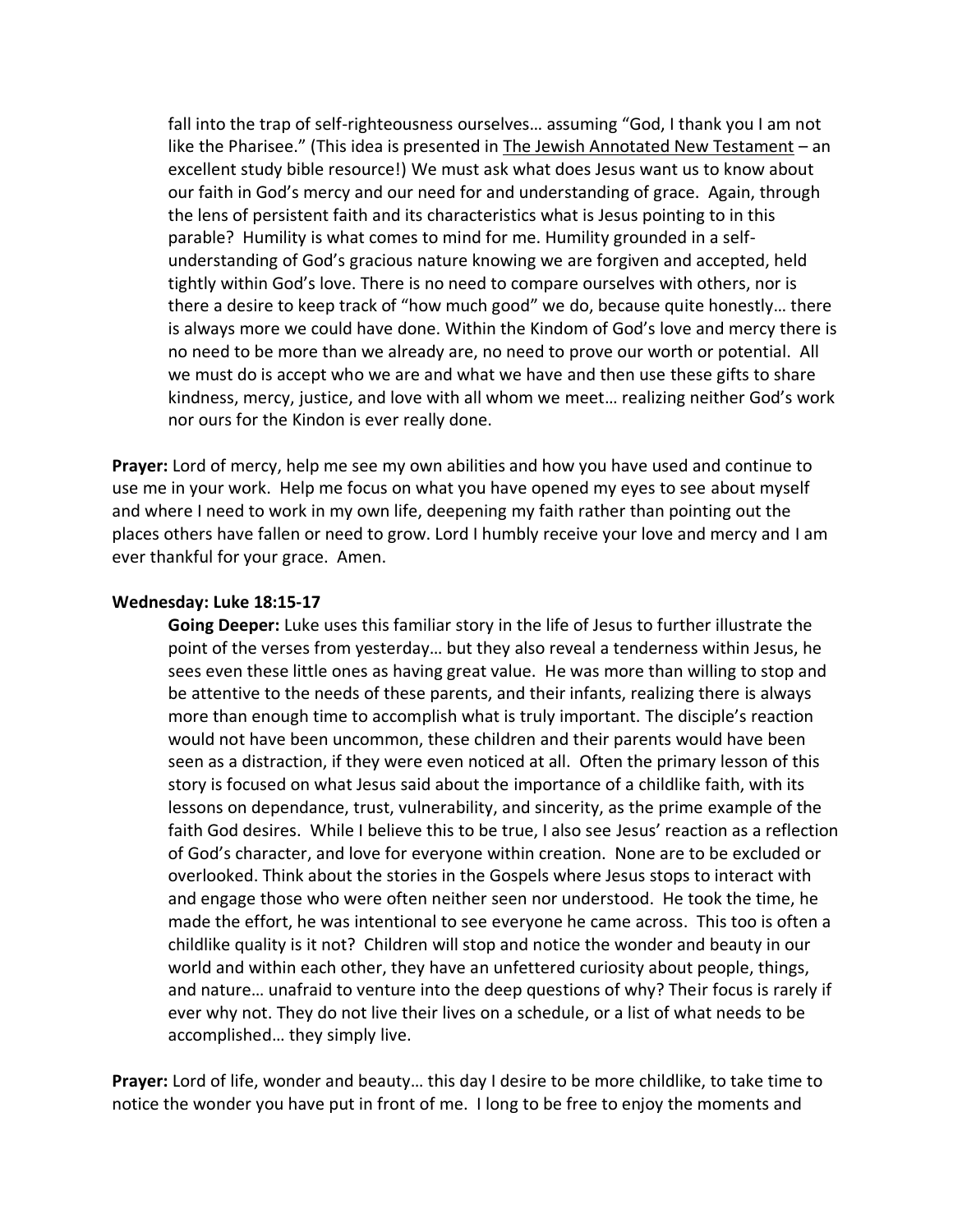fall into the trap of self-righteousness ourselves… assuming "God, I thank you I am not like the Pharisee." (This idea is presented in The Jewish Annotated New Testament – an excellent study bible resource!) We must ask what does Jesus want us to know about our faith in God's mercy and our need for and understanding of grace. Again, through the lens of persistent faith and its characteristics what is Jesus pointing to in this parable? Humility is what comes to mind for me. Humility grounded in a self-understanding of God's gracious nature knowing we are forgiven and accepted, held tightly within God's love. There is no need to compare ourselves with others, nor is there a desire to keep track of "how much good" we do, because quite honestly… there is always more we could have done. Within the Kindom of God's love and mercy there is no need to be more than we already are, no need to prove our worth or potential. All we must do is accept who we are and what we have and then use these gifts to share kindness, mercy, justice, and love with all whom we meet… realizing neither God's work nor ours for the Kindon is ever really done.

**Prayer:** Lord of mercy, help me see my own abilities and how you have used and continue to use me in your work. Help me focus on what you have opened my eyes to see about myself and where I need to work in my own life, deepening my faith rather than pointing out the places others have fallen or need to grow. Lord I humbly receive your love and mercy and I am ever thankful for your grace. Amen.

**Wednesday: Luke 18:15-17**

**Going Deeper:** Luke uses this familiar story in the life of Jesus to further illustrate the point of the verses from yesterday… but they also reveal a tenderness within Jesus, he sees even these little ones as having great value. He was more than willing to stop and be attentive to the needs of these parents, and their infants, realizing there is always more than enough time to accomplish what is truly important. The disciple's reaction would not have been uncommon, these children and their parents would have been seen as a distraction, if they were even noticed at all. Often the primary lesson of this story is focused on what Jesus said about the importance of a childlike faith, with its lessons on dependance, trust, vulnerability, and sincerity, as the prime example of the faith God desires. While I believe this to be true, I also see Jesus' reaction as a reflection of God's character, and love for everyone within creation. None are to be excluded or overlooked. Think about the stories in the Gospels where Jesus stops to interact with and engage those who were often neither seen nor understood. He took the time, he made the effort, he was intentional to see everyone he came across. This too is often a childlike quality is it not? Children will stop and notice the wonder and beauty in our world and within each other, they have an unfettered curiosity about people, things, and nature… unafraid to venture into the deep questions of why? Their focus is rarely if ever why not. They do not live their lives on a schedule, or a list of what needs to be accomplished… they simply live.

**Prayer:** Lord of life, wonder and beauty… this day I desire to be more childlike, to take time to notice the wonder you have put in front of me. I long to be free to enjoy the moments and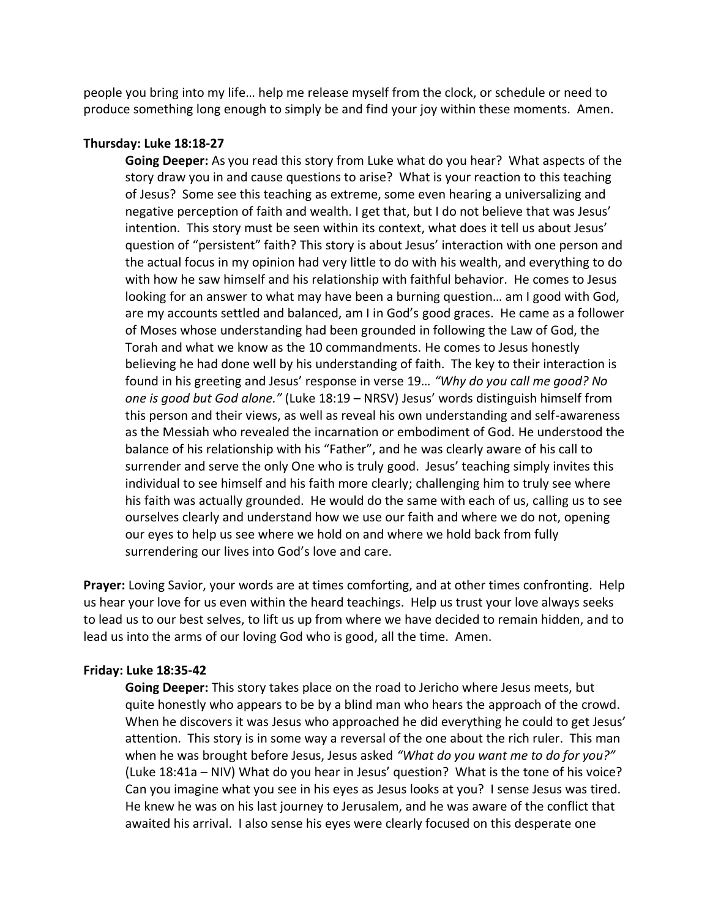people you bring into my life… help me release myself from the clock, or schedule or need to produce something long enough to simply be and find your joy within these moments. Amen.

**Thursday: Luke 18:18-27**

**Going Deeper:** As you read this story from Luke what do you hear? What aspects of the story draw you in and cause questions to arise? What is your reaction to this teaching of Jesus? Some see this teaching as extreme, some even hearing a universalizing and negative perception of faith and wealth. I get that, but I do not believe that was Jesus' intention. This story must be seen within its context, what does it tell us about Jesus' question of "persistent" faith? This story is about Jesus' interaction with one person and the actual focus in my opinion had very little to do with his wealth, and everything to do with how he saw himself and his relationship with faithful behavior. He comes to Jesus looking for an answer to what may have been a burning question… am I good with God, are my accounts settled and balanced, am I in God's good graces. He came as a follower of Moses whose understanding had been grounded in following the Law of God, the Torah and what we know as the 10 commandments. He comes to Jesus honestly believing he had done well by his understanding of faith. The key to their interaction is found in his greeting and Jesus' response in verse 19… *"Why do you call me good? No one is good but God alone."* (Luke 18:19 – NRSV) Jesus' words distinguish himself from this person and their views, as well as reveal his own understanding and self-awareness as the Messiah who revealed the incarnation or embodiment of God. He understood the balance of his relationship with his "Father", and he was clearly aware of his call to surrender and serve the only One who is truly good. Jesus' teaching simply invites this individual to see himself and his faith more clearly; challenging him to truly see where his faith was actually grounded. He would do the same with each of us, calling us to see ourselves clearly and understand how we use our faith and where we do not, opening our eyes to help us see where we hold on and where we hold back from fully surrendering our lives into God's love and care.

**Prayer:** Loving Savior, your words are at times comforting, and at other times confronting. Help us hear your love for us even within the heard teachings. Help us trust your love always seeks to lead us to our best selves, to lift us up from where we have decided to remain hidden, and to lead us into the arms of our loving God who is good, all the time. Amen.

**Friday: Luke 18:35-42**

**Going Deeper:** This story takes place on the road to Jericho where Jesus meets, but quite honestly who appears to be by a blind man who hears the approach of the crowd. When he discovers it was Jesus who approached he did everything he could to get Jesus' attention. This story is in some way a reversal of the one about the rich ruler. This man when he was brought before Jesus, Jesus asked *"What do you want me to do for you?"* (Luke 18:41a – NIV) What do you hear in Jesus' question? What is the tone of his voice? Can you imagine what you see in his eyes as Jesus looks at you? I sense Jesus was tired. He knew he was on his last journey to Jerusalem, and he was aware of the conflict that awaited his arrival. I also sense his eyes were clearly focused on this desperate one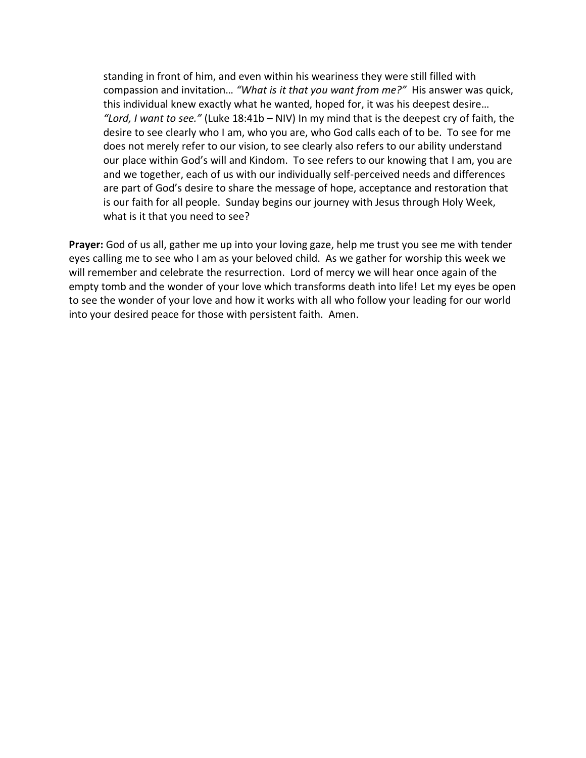standing in front of him, and even within his weariness they were still filled with compassion and invitation… *"What is it that you want from me?"* His answer was quick, this individual knew exactly what he wanted, hoped for, it was his deepest desire… *"Lord, I want to see."* (Luke 18:41b – NIV) In my mind that is the deepest cry of faith, the desire to see clearly who I am, who you are, who God calls each of to be. To see for me does not merely refer to our vision, to see clearly also refers to our ability understand our place within God's will and Kindom. To see refers to our knowing that I am, you are and we together, each of us with our individually self-perceived needs and differences are part of God's desire to share the message of hope, acceptance and restoration that is our faith for all people. Sunday begins our journey with Jesus through Holy Week, what is it that you need to see?

**Prayer:** God of us all, gather me up into your loving gaze, help me trust you see me with tender eyes calling me to see who I am as your beloved child. As we gather for worship this week we will remember and celebrate the resurrection. Lord of mercy we will hear once again of the empty tomb and the wonder of your love which transforms death into life! Let my eyes be open to see the wonder of your love and how it works with all who follow your leading for our world into your desired peace for those with persistent faith. Amen.